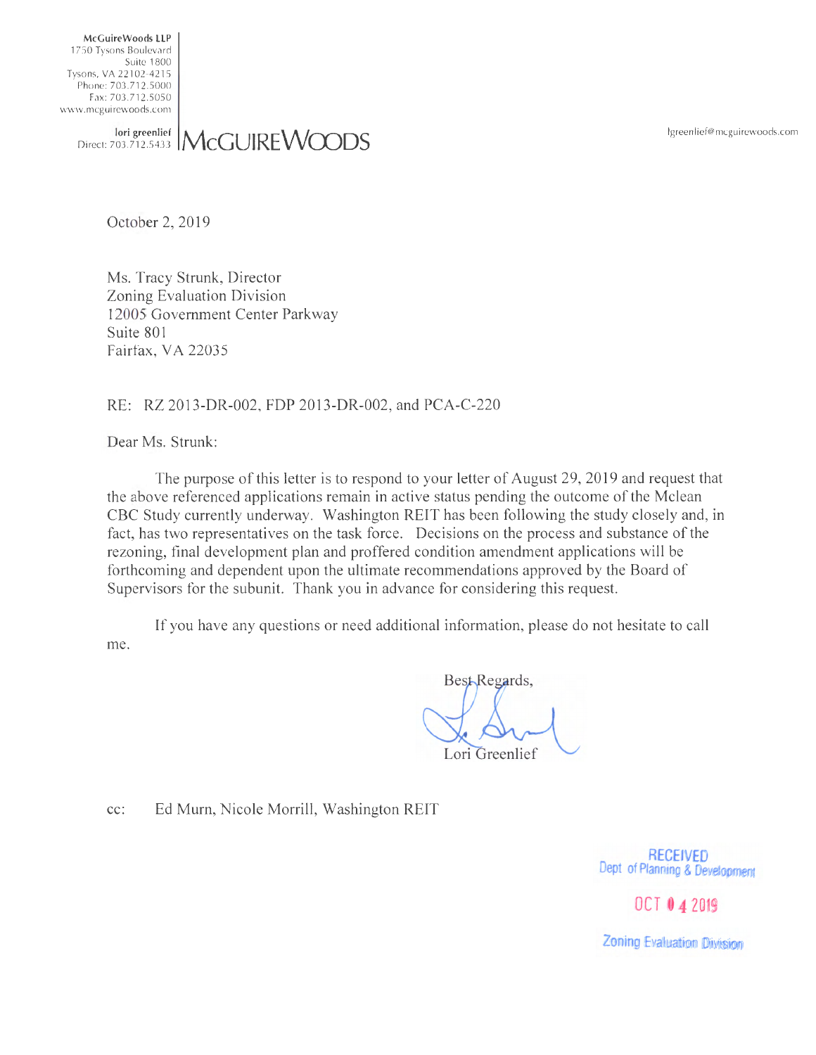McGuireWoods LLP
1750 Tysons Boulevard
Suite 1800
Tysons, VA 22102-4215
Phone: 703.712.5000
Fax: 703.712.5050
www.mcguirewoods.com

lori greenlief
Direct: 703.712.5433

**McGUIREWOODS**

lgreenlief@mcguirewoods.com

October 2, 2019

Ms. Tracy Strunk, Director
Zoning Evaluation Division
12005 Government Center Parkway
Suite 801
Fairfax, VA 22035

RE: RZ 2013-DR-002, FDP 2013-DR-002, and PCA-C-220

Dear Ms. Strunk:

The purpose of this letter is to respond to your letter of August 29, 2019 and request that the above referenced applications remain in active status pending the outcome of the Mclean CBC Study currently underway. Washington REIT has been following the study closely and, in fact, has two representatives on the task force. Decisions on the process and substance of the rezoning, final development plan and proffered condition amendment applications will be forthcoming and dependent upon the ultimate recommendations approved by the Board of Supervisors for the subunit. Thank you in advance for considering this request.

If you have any questions or need additional information, please do not hesitate to call me.

Best Regards,

Lori Greenlief

cc: Ed Murn, Nicole Morrill, Washington REIT

RECEIVED
Dept of Planning & Development
OCT 04 2019
Zoning Evaluation Division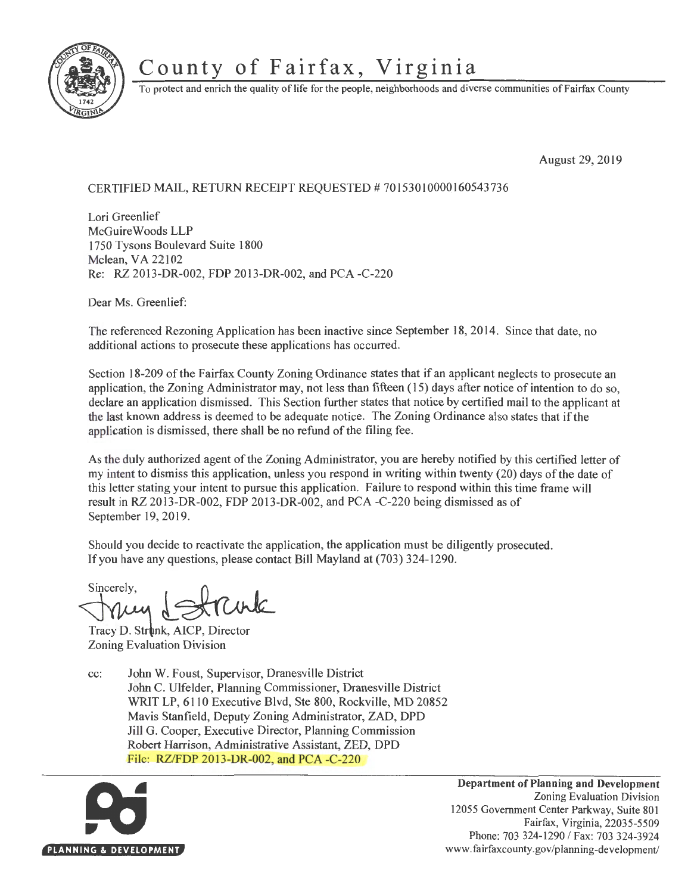# County of Fairfax, Virginia

To protect and enrich the quality of life for the people, neighborhoods and diverse communities of Fairfax County

August 29, 2019

CERTIFIED MAIL, RETURN RECEIPT REQUESTED # 70153010000160543736

Lori Greenlief
McGuireWoods LLP
1750 Tysons Boulevard Suite 1800
Mclean, VA 22102
Re: RZ 2013-DR-002, FDP 2013-DR-002, and PCA -C-220

Dear Ms. Greenlief:

The referenced Rezoning Application has been inactive since September 18, 2014. Since that date, no additional actions to prosecute these applications has occurred.

Section 18-209 of the Fairfax County Zoning Ordinance states that if an applicant neglects to prosecute an application, the Zoning Administrator may, not less than fifteen (15) days after notice of intention to do so, declare an application dismissed. This Section further states that notice by certified mail to the applicant at the last known address is deemed to be adequate notice. The Zoning Ordinance also states that if the application is dismissed, there shall be no refund of the filing fee.

As the duly authorized agent of the Zoning Administrator, you are hereby notified by this certified letter of my intent to dismiss this application, unless you respond in writing within twenty (20) days of the date of this letter stating your intent to pursue this application. Failure to respond within this time frame will result in RZ 2013-DR-002, FDP 2013-DR-002, and PCA -C-220 being dismissed as of September 19, 2019.

Should you decide to reactivate the application, the application must be diligently prosecuted. If you have any questions, please contact Bill Mayland at (703) 324-1290.

Sincerely,

Tracy D. Strunk, AICP, Director
Zoning Evaluation Division

cc: John W. Foust, Supervisor, Dranesville District
John C. Ulfelder, Planning Commissioner, Dranesville District
WRIT LP, 6110 Executive Blvd, Ste 800, Rockville, MD 20852
Mavis Stanfield, Deputy Zoning Administrator, ZAD, DPD
Jill G. Cooper, Executive Director, Planning Commission
Robert Harrison, Administrative Assistant, ZED, DPD
File: RZ/FDP 2013-DR-002, and PCA -C-220

PLANNING & DEVELOPMENT

**Department of Planning and Development**
Zoning Evaluation Division
12055 Government Center Parkway, Suite 801
Fairfax, Virginia, 22035-5509
Phone: 703 324-1290 / Fax: 703 324-3924
www.fairfaxcounty.gov/planning-development/